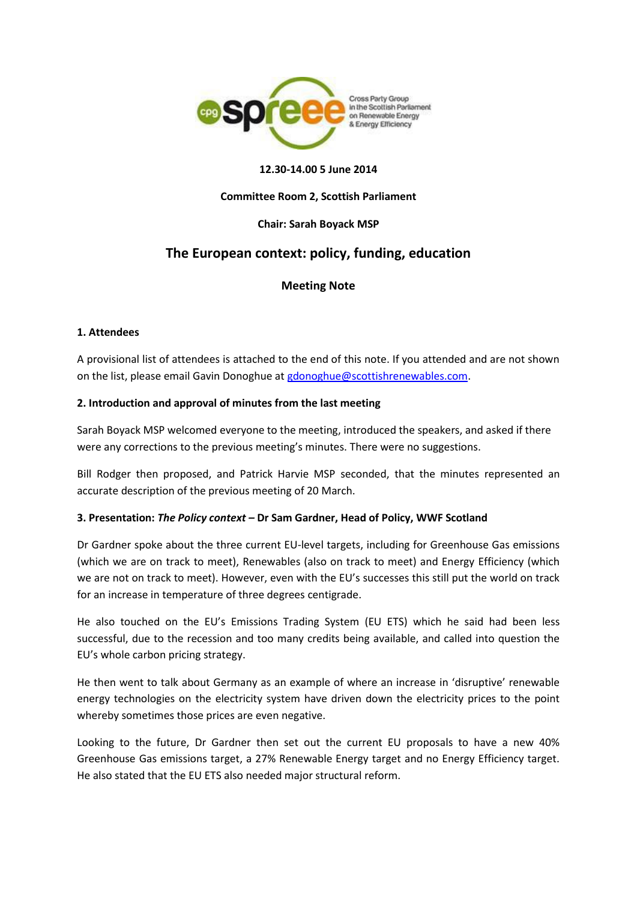12.30-14.00 5 June 2014

**Committee Room 2, Scottish Parliament**

**Chair: Sarah Boyack MSP**

## The European context: policy, funding, education

**Meeting Note**

### 1. Attendees

A provisional list of attendees is attached to the end of this note. If you attended and are not shown on the list, please email Gavin Donoghue at gdonoghue@scottishrenewables.com.

### 2. Introduction and approval of minutes from the last meeting

Sarah Boyack MSP welcomed everyone to the meeting, introduced the speakers, and asked if there were any corrections to the previous meeting's minutes. There were no suggestions.

Bill Rodger then proposed, and Patrick Harvie MSP seconded, that the minutes represented an accurate description of the previous meeting of 20 March.

### 3. Presentation: *The Policy context* – Dr Sam Gardner, Head of Policy, WWF Scotland

Dr Gardner spoke about the three current EU-level targets, including for Greenhouse Gas emissions (which we are on track to meet), Renewables (also on track to meet) and Energy Efficiency (which we are not on track to meet). However, even with the EU's successes this still put the world on track for an increase in temperature of three degrees centigrade.

He also touched on the EU's Emissions Trading System (EU ETS) which he said had been less successful, due to the recession and too many credits being available, and called into question the EU's whole carbon pricing strategy.

He then went to talk about Germany as an example of where an increase in 'disruptive' renewable energy technologies on the electricity system have driven down the electricity prices to the point whereby sometimes those prices are even negative.

Looking to the future, Dr Gardner then set out the current EU proposals to have a new 40% Greenhouse Gas emissions target, a 27% Renewable Energy target and no Energy Efficiency target. He also stated that the EU ETS also needed major structural reform.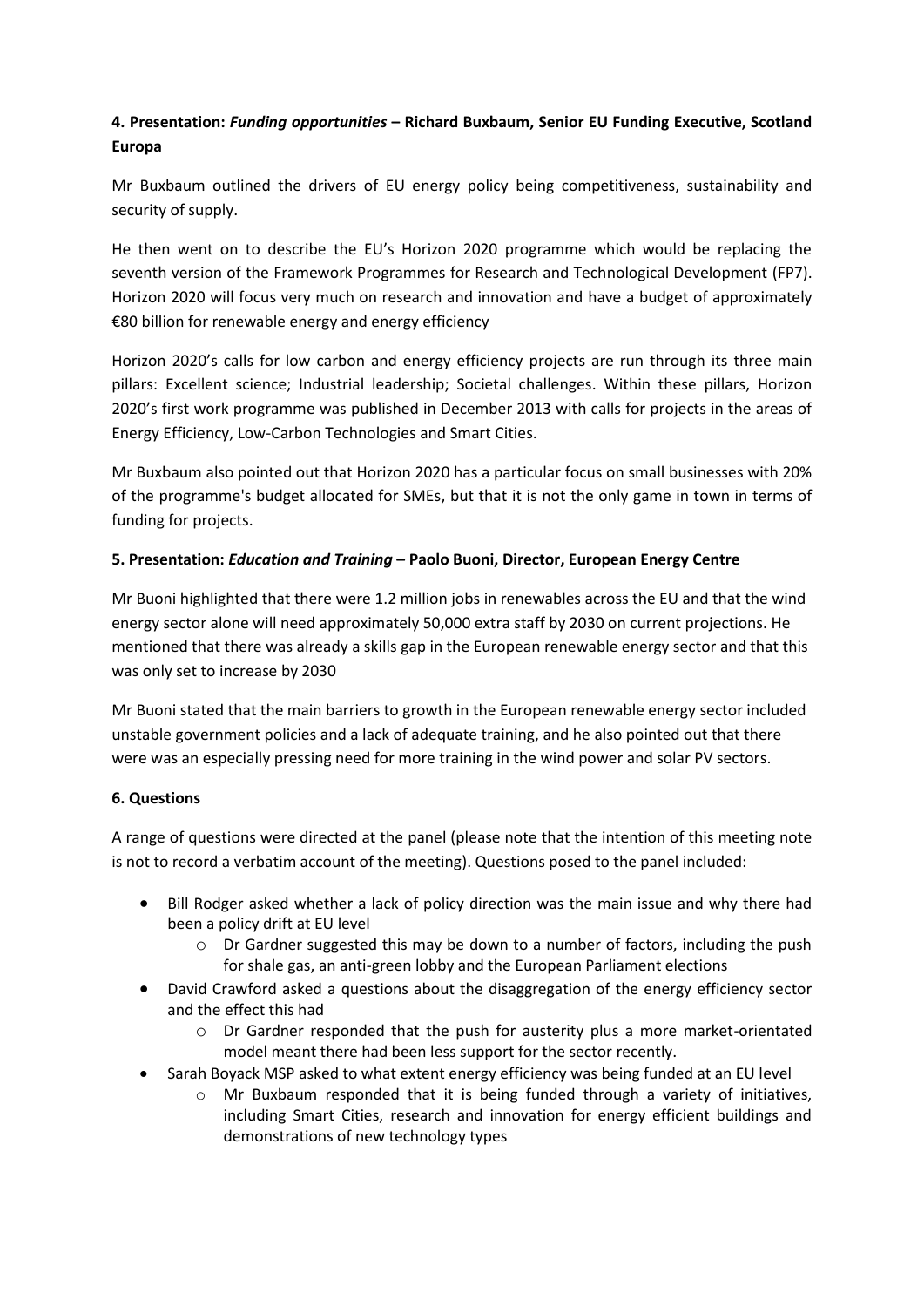**4. Presentation:** ***Funding opportunities*** **– Richard Buxbaum, Senior EU Funding Executive, Scotland Europa**

Mr Buxbaum outlined the drivers of EU energy policy being competitiveness, sustainability and security of supply.

He then went on to describe the EU's Horizon 2020 programme which would be replacing the seventh version of the Framework Programmes for Research and Technological Development (FP7). Horizon 2020 will focus very much on research and innovation and have a budget of approximately €80 billion for renewable energy and energy efficiency

Horizon 2020's calls for low carbon and energy efficiency projects are run through its three main pillars: Excellent science; Industrial leadership; Societal challenges. Within these pillars, Horizon 2020's first work programme was published in December 2013 with calls for projects in the areas of Energy Efficiency, Low-Carbon Technologies and Smart Cities.

Mr Buxbaum also pointed out that Horizon 2020 has a particular focus on small businesses with 20% of the programme's budget allocated for SMEs, but that it is not the only game in town in terms of funding for projects.

**5. Presentation:** ***Education and Training*** **– Paolo Buoni, Director, European Energy Centre**

Mr Buoni highlighted that there were 1.2 million jobs in renewables across the EU and that the wind energy sector alone will need approximately 50,000 extra staff by 2030 on current projections. He mentioned that there was already a skills gap in the European renewable energy sector and that this was only set to increase by 2030

Mr Buoni stated that the main barriers to growth in the European renewable energy sector included unstable government policies and a lack of adequate training, and he also pointed out that there were was an especially pressing need for more training in the wind power and solar PV sectors.

**6. Questions**

A range of questions were directed at the panel (please note that the intention of this meeting note is not to record a verbatim account of the meeting). Questions posed to the panel included:

- Bill Rodger asked whether a lack of policy direction was the main issue and why there had been a policy drift at EU level
    - Dr Gardner suggested this may be down to a number of factors, including the push for shale gas, an anti-green lobby and the European Parliament elections
- David Crawford asked a questions about the disaggregation of the energy efficiency sector and the effect this had
    - Dr Gardner responded that the push for austerity plus a more market-orientated model meant there had been less support for the sector recently.
- Sarah Boyack MSP asked to what extent energy efficiency was being funded at an EU level
    - Mr Buxbaum responded that it is being funded through a variety of initiatives, including Smart Cities, research and innovation for energy efficient buildings and demonstrations of new technology types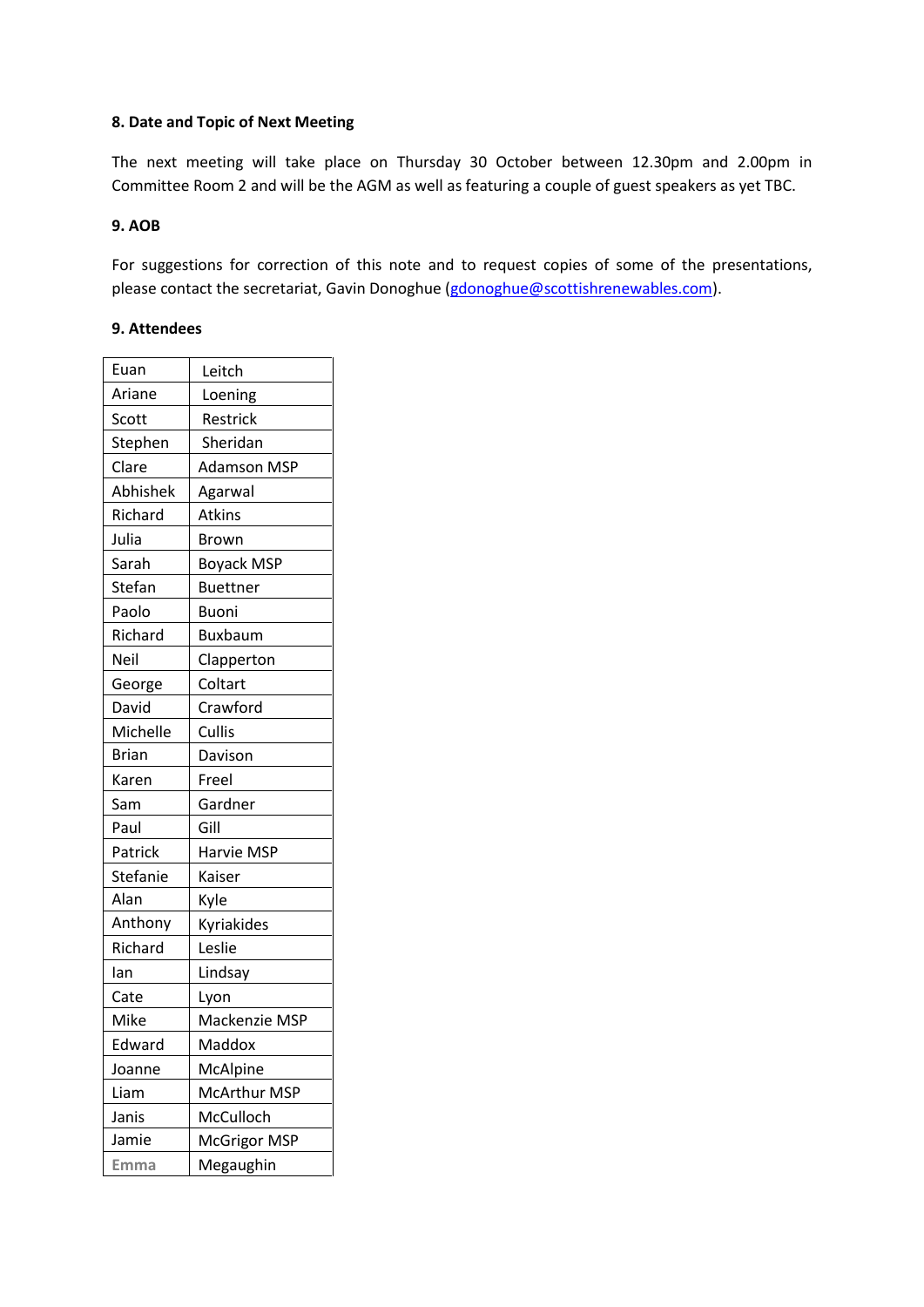**8. Date and Topic of Next Meeting**

The next meeting will take place on Thursday 30 October between 12.30pm and 2.00pm in Committee Room 2 and will be the AGM as well as featuring a couple of guest speakers as yet TBC.

**9. AOB**

For suggestions for correction of this note and to request copies of some of the presentations, please contact the secretariat, Gavin Donoghue (gdonoghue@scottishrenewables.com).

**9. Attendees**

| | |
|---|---|
| Euan | Leitch |
| Ariane | Loening |
| Scott | Restrick |
| Stephen | Sheridan |
| Clare | Adamson MSP |
| Abhishek | Agarwal |
| Richard | Atkins |
| Julia | Brown |
| Sarah | Boyack MSP |
| Stefan | Buettner |
| Paolo | Buoni |
| Richard | Buxbaum |
| Neil | Clapperton |
| George | Coltart |
| David | Crawford |
| Michelle | Cullis |
| Brian | Davison |
| Karen | Freel |
| Sam | Gardner |
| Paul | Gill |
| Patrick | Harvie MSP |
| Stefanie | Kaiser |
| Alan | Kyle |
| Anthony | Kyriakides |
| Richard | Leslie |
| Ian | Lindsay |
| Cate | Lyon |
| Mike | Mackenzie MSP |
| Edward | Maddox |
| Joanne | McAlpine |
| Liam | McArthur MSP |
| Janis | McCulloch |
| Jamie | McGrigor MSP |
| Emma | Megaughin |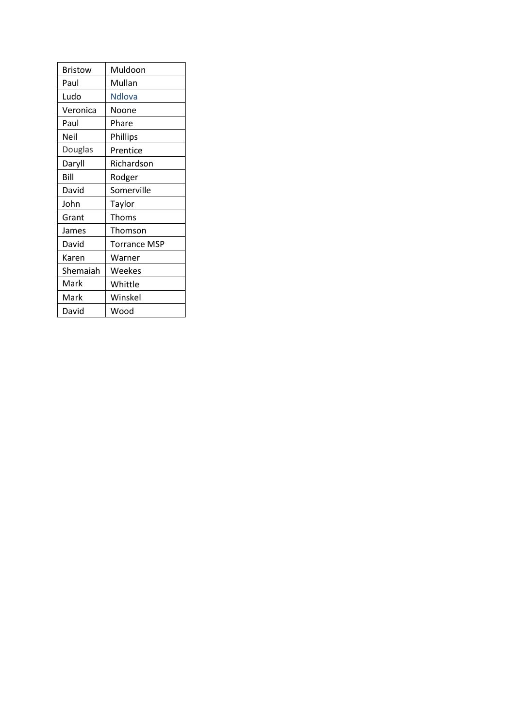| | |
|---|---|
| Bristow | Muldoon |
| Paul | Mullan |
| Ludo | Ndlova |
| Veronica | Noone |
| Paul | Phare |
| Neil | Phillips |
| Douglas | Prentice |
| Daryll | Richardson |
| Bill | Rodger |
| David | Somerville |
| John | Taylor |
| Grant | Thoms |
| James | Thomson |
| David | Torrance MSP |
| Karen | Warner |
| Shemaiah | Weekes |
| Mark | Whittle |
| Mark | Winskel |
| David | Wood |